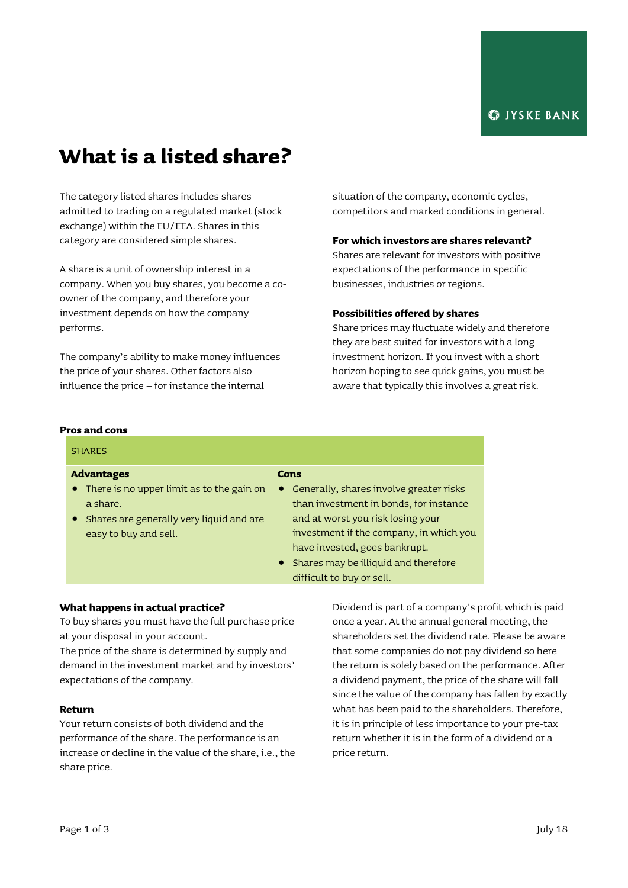JYSKE BANK

# What is a listed share?

The category listed shares includes shares admitted to trading on a regulated market (stock exchange) within the EU/EEA. Shares in this category are considered simple shares.

A share is a unit of ownership interest in a company. When you buy shares, you become a co-owner of the company, and therefore your investment depends on how the company performs.

The company's ability to make money influences the price of your shares. Other factors also influence the price – for instance the internal situation of the company, economic cycles, competitors and marked conditions in general.

### For which investors are shares relevant?

Shares are relevant for investors with positive expectations of the performance in specific businesses, industries or regions.

### Possibilities offered by shares

Share prices may fluctuate widely and therefore they are best suited for investors with a long investment horizon. If you invest with a short horizon hoping to see quick gains, you must be aware that typically this involves a great risk.

### Pros and cons

| SHARES | |
|---|---|
| **Advantages** | **Cons** |
| • There is no upper limit as to the gain on a share.<br>• Shares are generally very liquid and are easy to buy and sell. | • Generally, shares involve greater risks than investment in bonds, for instance and at worst you risk losing your investment if the company, in which you have invested, goes bankrupt.<br>• Shares may be illiquid and therefore difficult to buy or sell. |

### What happens in actual practice?

To buy shares you must have the full purchase price at your disposal in your account.
The price of the share is determined by supply and demand in the investment market and by investors' expectations of the company.

### Return

Your return consists of both dividend and the performance of the share. The performance is an increase or decline in the value of the share, i.e., the share price.

Dividend is part of a company's profit which is paid once a year. At the annual general meeting, the shareholders set the dividend rate. Please be aware that some companies do not pay dividend so here the return is solely based on the performance. After a dividend payment, the price of the share will fall since the value of the company has fallen by exactly what has been paid to the shareholders. Therefore, it is in principle of less importance to your pre-tax return whether it is in the form of a dividend or a price return.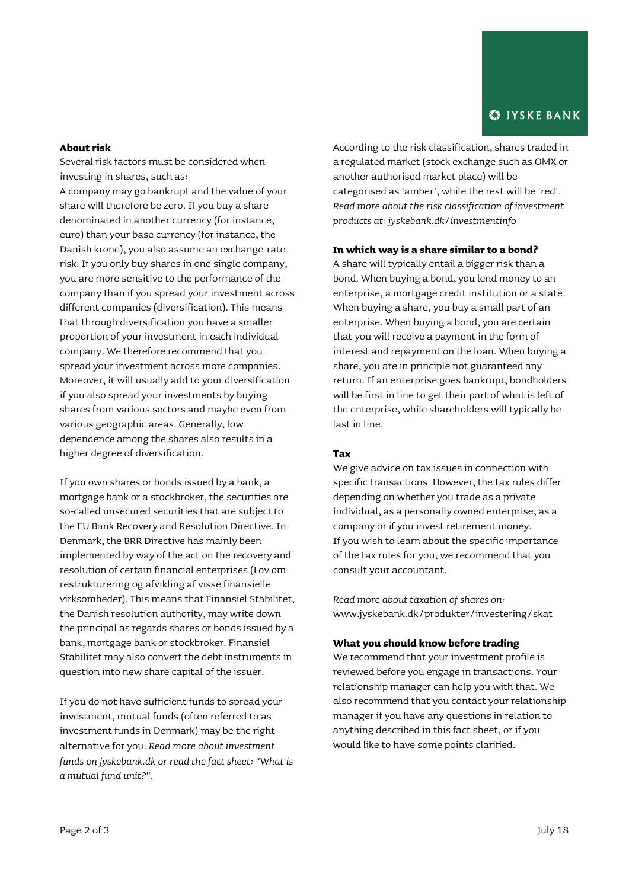## About risk

Several risk factors must be considered when investing in shares, such as:
A company may go bankrupt and the value of your share will therefore be zero. If you buy a share denominated in another currency (for instance, euro) than your base currency (for instance, the Danish krone), you also assume an exchange-rate risk. If you only buy shares in one single company, you are more sensitive to the performance of the company than if you spread your investment across different companies (diversification). This means that through diversification you have a smaller proportion of your investment in each individual company. We therefore recommend that you spread your investment across more companies. Moreover, it will usually add to your diversification if you also spread your investments by buying shares from various sectors and maybe even from various geographic areas. Generally, low dependence among the shares also results in a higher degree of diversification.

If you own shares or bonds issued by a bank, a mortgage bank or a stockbroker, the securities are so-called unsecured securities that are subject to the EU Bank Recovery and Resolution Directive. In Denmark, the BRR Directive has mainly been implemented by way of the act on the recovery and resolution of certain financial enterprises (Lov om restrukturering og afvikling af visse finansielle virksomheder). This means that Finansiel Stabilitet, the Danish resolution authority, may write down the principal as regards shares or bonds issued by a bank, mortgage bank or stockbroker. Finansiel Stabilitet may also convert the debt instruments in question into new share capital of the issuer.

If you do not have sufficient funds to spread your investment, mutual funds (often referred to as investment funds in Denmark) may be the right alternative for you. *Read more about investment funds on jyskebank.dk or read the fact sheet: "What is a mutual fund unit?".*

According to the risk classification, shares traded in a regulated market (stock exchange such as OMX or another authorised market place) will be categorised as 'amber', while the rest will be 'red'. *Read more about the risk classification of investment products at: jyskebank.dk/investmentinfo*

## In which way is a share similar to a bond?

A share will typically entail a bigger risk than a bond. When buying a bond, you lend money to an enterprise, a mortgage credit institution or a state. When buying a share, you buy a small part of an enterprise. When buying a bond, you are certain that you will receive a payment in the form of interest and repayment on the loan. When buying a share, you are in principle not guaranteed any return. If an enterprise goes bankrupt, bondholders will be first in line to get their part of what is left of the enterprise, while shareholders will typically be last in line.

## Tax

We give advice on tax issues in connection with specific transactions. However, the tax rules differ depending on whether you trade as a private individual, as a personally owned enterprise, as a company or if you invest retirement money.
If you wish to learn about the specific importance of the tax rules for you, we recommend that you consult your accountant.

*Read more about taxation of shares on:*
www.jyskebank.dk/produkter/investering/skat

## What you should know before trading

We recommend that your investment profile is reviewed before you engage in transactions. Your relationship manager can help you with that. We also recommend that you contact your relationship manager if you have any questions in relation to anything described in this fact sheet, or if you would like to have some points clarified.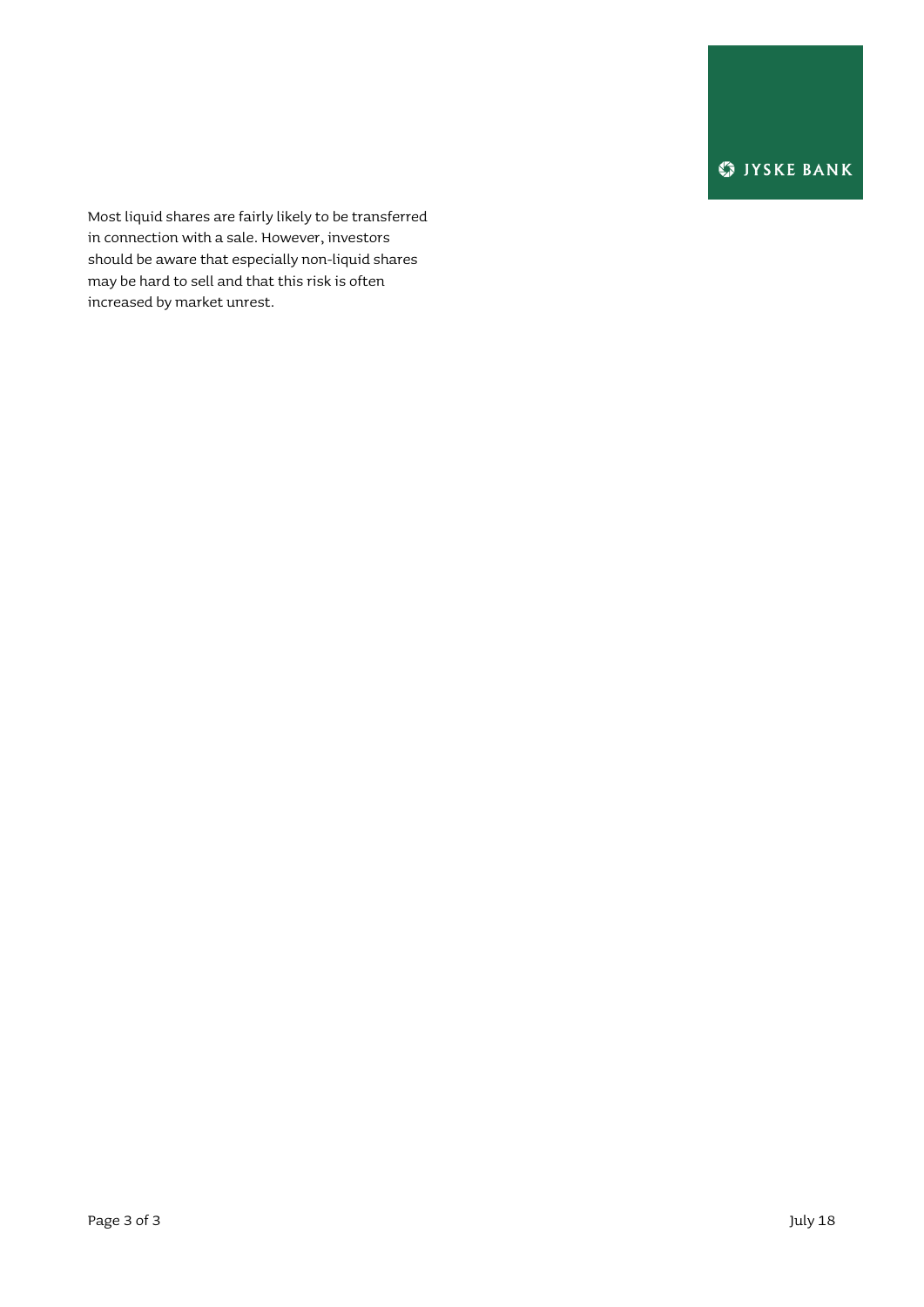Most liquid shares are fairly likely to be transferred in connection with a sale. However, investors should be aware that especially non-liquid shares may be hard to sell and that this risk is often increased by market unrest.